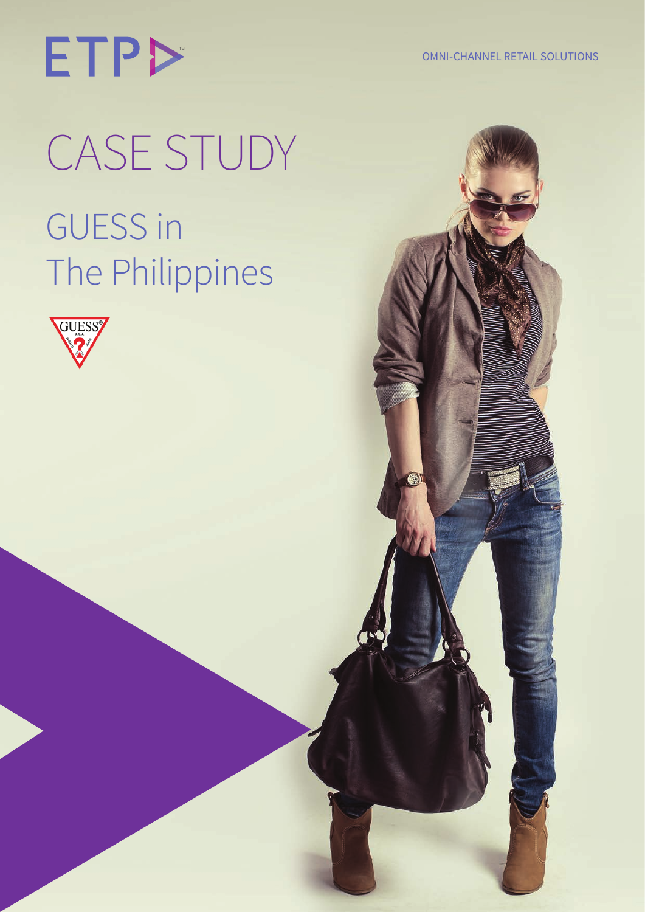ETP

OMNI-CHANNEL RETAIL SOLUTIONS

# CASE STUDY

## GUESS in The Philippines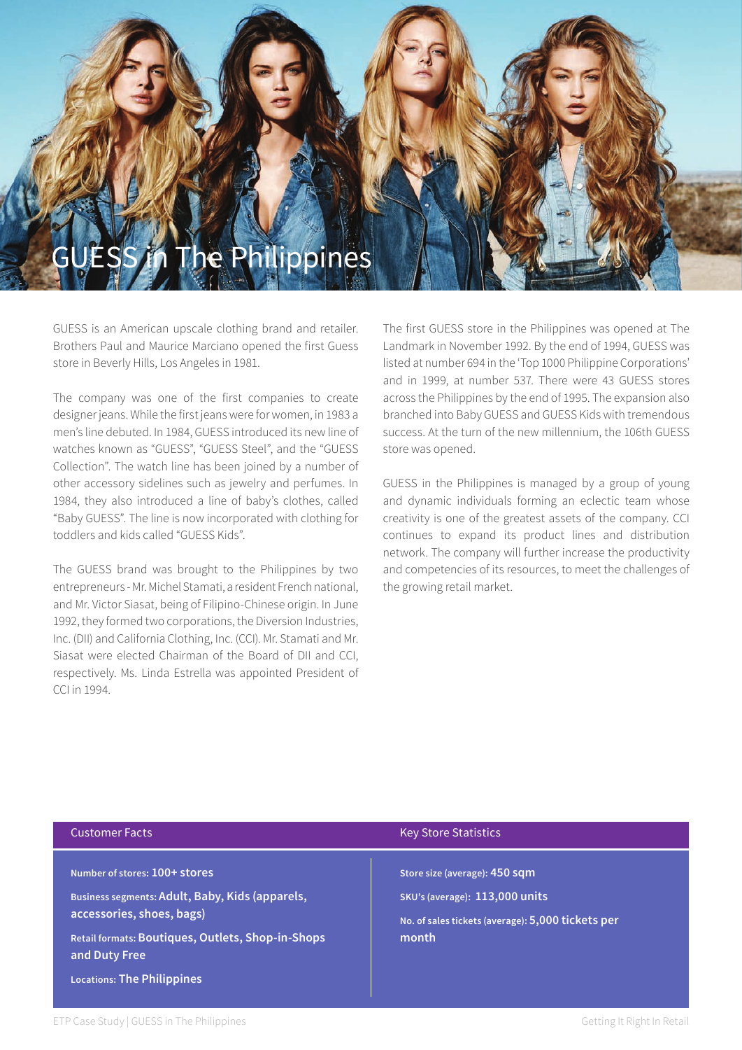# GUESS in The Philippines

GUESS is an American upscale clothing brand and retailer. Brothers Paul and Maurice Marciano opened the first Guess store in Beverly Hills, Los Angeles in 1981.

The company was one of the first companies to create designer jeans. While the first jeans were for women, in 1983 a men's line debuted. In 1984, GUESS introduced its new line of watches known as "GUESS", "GUESS Steel", and the "GUESS Collection". The watch line has been joined by a number of other accessory sidelines such as jewelry and perfumes. In 1984, they also introduced a line of baby's clothes, called "Baby GUESS". The line is now incorporated with clothing for toddlers and kids called "GUESS Kids".

The GUESS brand was brought to the Philippines by two entrepreneurs - Mr. Michel Stamati, a resident French national, and Mr. Victor Siasat, being of Filipino-Chinese origin. In June 1992, they formed two corporations, the Diversion Industries, Inc. (DII) and California Clothing, Inc. (CCI). Mr. Stamati and Mr. Siasat were elected Chairman of the Board of DII and CCI, respectively. Ms. Linda Estrella was appointed President of CCI in 1994.

The first GUESS store in the Philippines was opened at The Landmark in November 1992. By the end of 1994, GUESS was listed at number 694 in the 'Top 1000 Philippine Corporations' and in 1999, at number 537. There were 43 GUESS stores across the Philippines by the end of 1995. The expansion also branched into Baby GUESS and GUESS Kids with tremendous success. At the turn of the new millennium, the 106th GUESS store was opened.

GUESS in the Philippines is managed by a group of young and dynamic individuals forming an eclectic team whose creativity is one of the greatest assets of the company. CCI continues to expand its product lines and distribution network. The company will further increase the productivity and competencies of its resources, to meet the challenges of the growing retail market.

## Customer Facts

Number of stores: **100+ stores**

Business segments: **Adult, Baby, Kids (apparels, accessories, shoes, bags)**

Retail formats: **Boutiques, Outlets, Shop-in-Shops and Duty Free**

Locations: **The Philippines**

## Key Store Statistics

Store size (average): **450 sqm**

SKU's (average): **113,000 units**

No. of sales tickets (average): **5,000 tickets per month**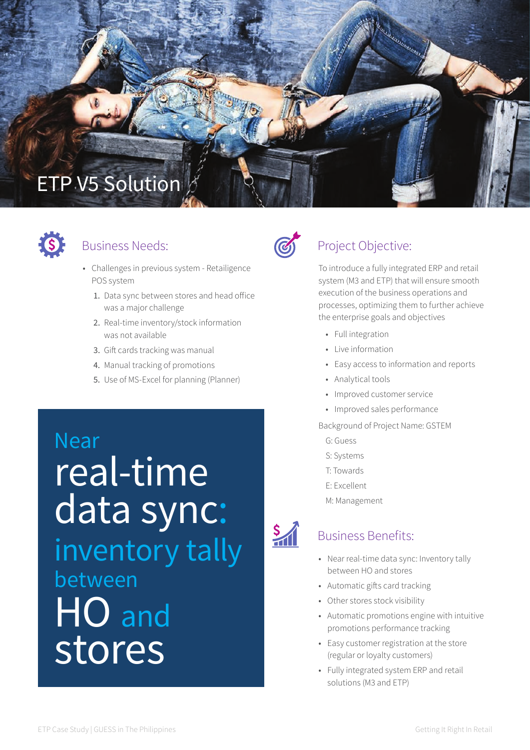# ETP V5 Solution

## Business Needs:

- Challenges in previous system - Retailigence POS system
  1. Data sync between stores and head office was a major challenge
  2. Real-time inventory/stock information was not available
  3. Gift cards tracking was manual
  4. Manual tracking of promotions
  5. Use of MS-Excel for planning (Planner)

**Near real-time data sync: inventory tally between HO and stores**

## Project Objective:

To introduce a fully integrated ERP and retail system (M3 and ETP) that will ensure smooth execution of the business operations and processes, optimizing them to further achieve the enterprise goals and objectives

- Full integration
- Live information
- Easy access to information and reports
- Analytical tools
- Improved customer service
- Improved sales performance

Background of Project Name: GSTEM

G: Guess
S: Systems
T: Towards
E: Excellent
M: Management

## Business Benefits:

- Near real-time data sync: Inventory tally between HO and stores
- Automatic gifts card tracking
- Other stores stock visibility
- Automatic promotions engine with intuitive promotions performance tracking
- Easy customer registration at the store (regular or loyalty customers)
- Fully integrated system ERP and retail solutions (M3 and ETP)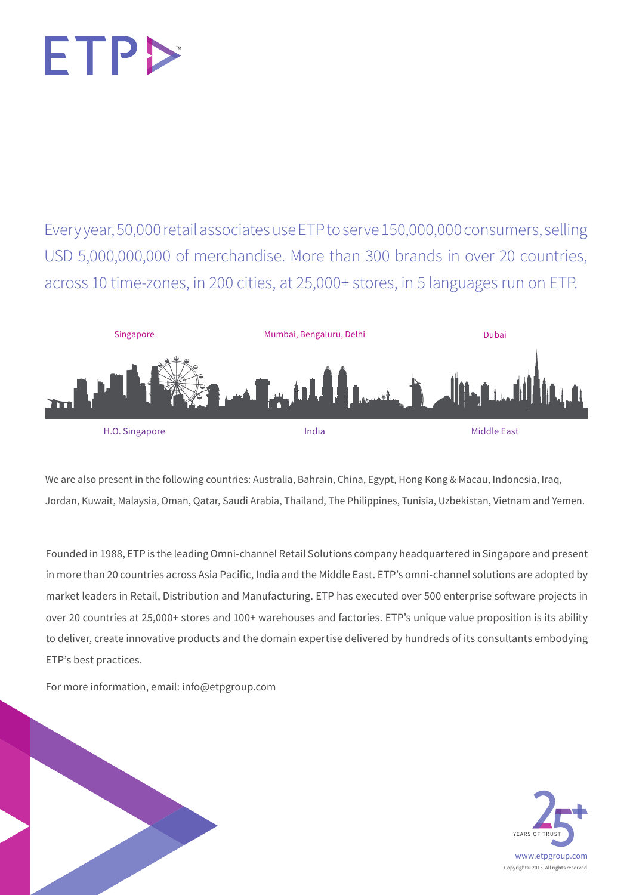ETP

Every year, 50,000 retail associates use ETP to serve 150,000,000 consumers, selling USD 5,000,000,000 of merchandise. More than 300 brands in over 20 countries, across 10 time-zones, in 200 cities, at 25,000+ stores, in 5 languages run on ETP.

Singapore

Mumbai, Bengaluru, Delhi

Dubai

H.O. Singapore

India

Middle East

We are also present in the following countries: Australia, Bahrain, China, Egypt, Hong Kong & Macau, Indonesia, Iraq, Jordan, Kuwait, Malaysia, Oman, Qatar, Saudi Arabia, Thailand, The Philippines, Tunisia, Uzbekistan, Vietnam and Yemen.

Founded in 1988, ETP is the leading Omni-channel Retail Solutions company headquartered in Singapore and present in more than 20 countries across Asia Pacific, India and the Middle East. ETP's omni-channel solutions are adopted by market leaders in Retail, Distribution and Manufacturing. ETP has executed over 500 enterprise software projects in over 20 countries at 25,000+ stores and 100+ warehouses and factories. ETP's unique value proposition is its ability to deliver, create innovative products and the domain expertise delivered by hundreds of its consultants embodying ETP's best practices.

For more information, email: info@etpgroup.com

25+ YEARS OF TRUST

www.etpgroup.com

Copyright© 2015. All rights reserved.